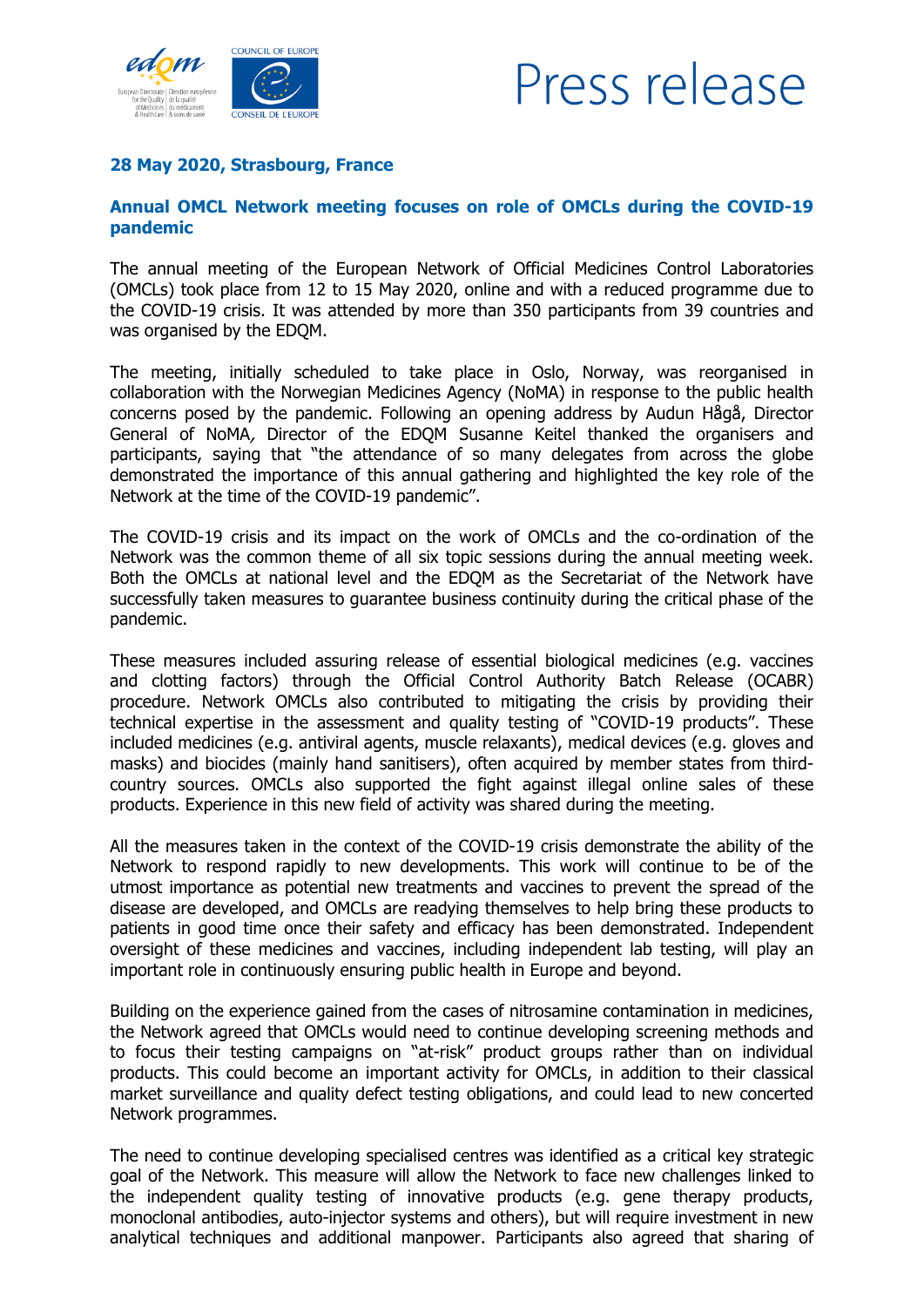Press release

**28 May 2020, Strasbourg, France**

## Annual OMCL Network meeting focuses on role of OMCLs during the COVID-19 pandemic

The annual meeting of the European Network of Official Medicines Control Laboratories (OMCLs) took place from 12 to 15 May 2020, online and with a reduced programme due to the COVID-19 crisis. It was attended by more than 350 participants from 39 countries and was organised by the EDQM.

The meeting, initially scheduled to take place in Oslo, Norway, was reorganised in collaboration with the Norwegian Medicines Agency (NoMA) in response to the public health concerns posed by the pandemic. Following an opening address by Audun Hågå, Director General of NoMA*,* Director of the EDQM Susanne Keitel thanked the organisers and participants, saying that "the attendance of so many delegates from across the globe demonstrated the importance of this annual gathering and highlighted the key role of the Network at the time of the COVID-19 pandemic".

The COVID-19 crisis and its impact on the work of OMCLs and the co-ordination of the Network was the common theme of all six topic sessions during the annual meeting week. Both the OMCLs at national level and the EDQM as the Secretariat of the Network have successfully taken measures to guarantee business continuity during the critical phase of the pandemic.

These measures included assuring release of essential biological medicines (e.g. vaccines and clotting factors) through the Official Control Authority Batch Release (OCABR) procedure. Network OMCLs also contributed to mitigating the crisis by providing their technical expertise in the assessment and quality testing of "COVID-19 products". These included medicines (e.g. antiviral agents, muscle relaxants), medical devices (e.g. gloves and masks) and biocides (mainly hand sanitisers), often acquired by member states from third-country sources. OMCLs also supported the fight against illegal online sales of these products. Experience in this new field of activity was shared during the meeting.

All the measures taken in the context of the COVID-19 crisis demonstrate the ability of the Network to respond rapidly to new developments. This work will continue to be of the utmost importance as potential new treatments and vaccines to prevent the spread of the disease are developed, and OMCLs are readying themselves to help bring these products to patients in good time once their safety and efficacy has been demonstrated. Independent oversight of these medicines and vaccines, including independent lab testing, will play an important role in continuously ensuring public health in Europe and beyond.

Building on the experience gained from the cases of nitrosamine contamination in medicines, the Network agreed that OMCLs would need to continue developing screening methods and to focus their testing campaigns on "at-risk" product groups rather than on individual products. This could become an important activity for OMCLs, in addition to their classical market surveillance and quality defect testing obligations, and could lead to new concerted Network programmes.

The need to continue developing specialised centres was identified as a critical key strategic goal of the Network. This measure will allow the Network to face new challenges linked to the independent quality testing of innovative products (e.g. gene therapy products, monoclonal antibodies, auto-injector systems and others), but will require investment in new analytical techniques and additional manpower. Participants also agreed that sharing of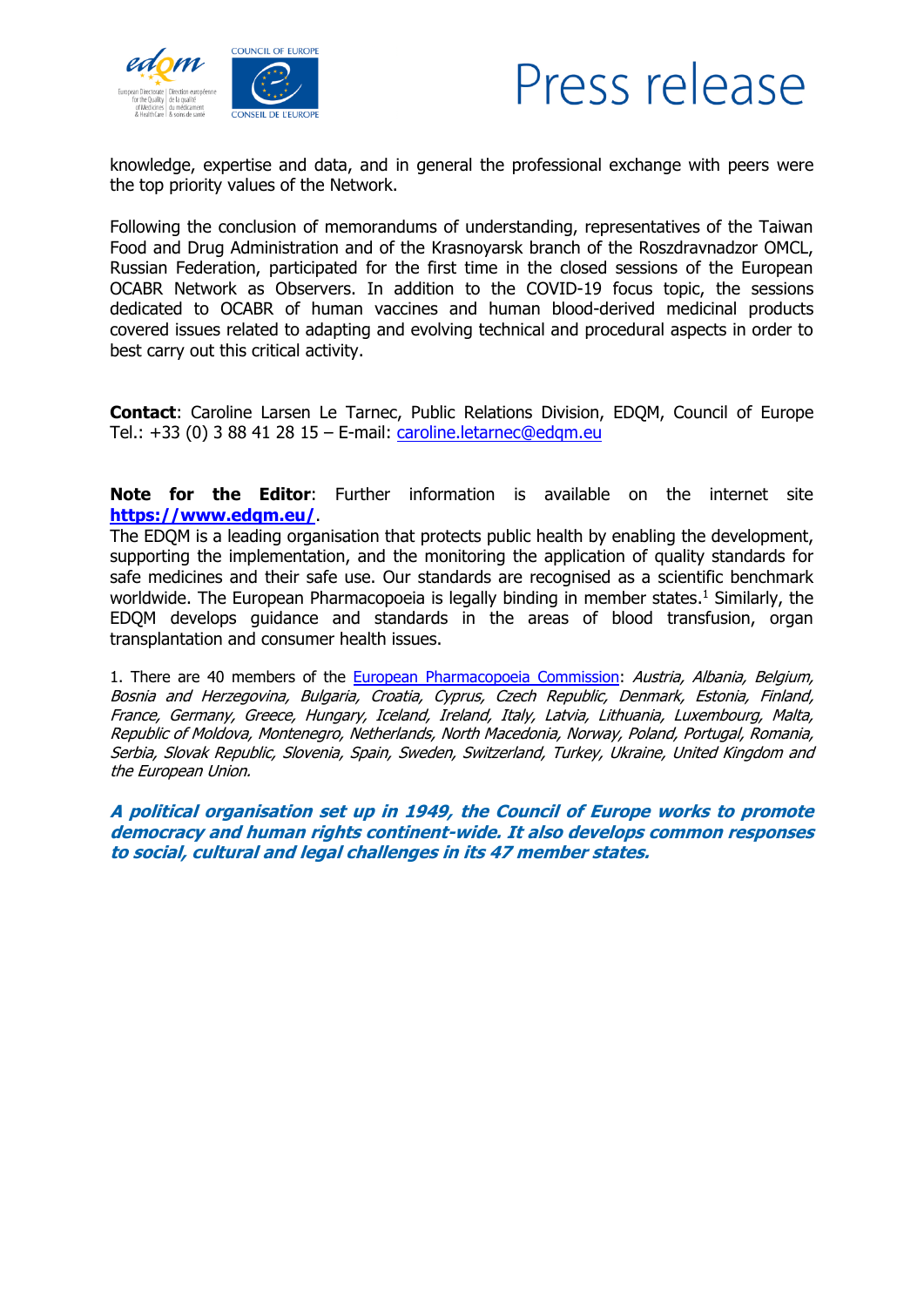knowledge, expertise and data, and in general the professional exchange with peers were the top priority values of the Network.

Following the conclusion of memorandums of understanding, representatives of the Taiwan Food and Drug Administration and of the Krasnoyarsk branch of the Roszdravnadzor OMCL, Russian Federation, participated for the first time in the closed sessions of the European OCABR Network as Observers. In addition to the COVID-19 focus topic, the sessions dedicated to OCABR of human vaccines and human blood-derived medicinal products covered issues related to adapting and evolving technical and procedural aspects in order to best carry out this critical activity.

**Contact**: Caroline Larsen Le Tarnec, Public Relations Division, EDQM, Council of Europe Tel.: +33 (0) 3 88 41 28 15 – E-mail: caroline.letarnec@edqm.eu

**Note for the Editor**: Further information is available on the internet site **https://www.edqm.eu/**.
The EDQM is a leading organisation that protects public health by enabling the development, supporting the implementation, and the monitoring the application of quality standards for safe medicines and their safe use. Our standards are recognised as a scientific benchmark worldwide. The European Pharmacopoeia is legally binding in member states.[1] Similarly, the EDQM develops guidance and standards in the areas of blood transfusion, organ transplantation and consumer health issues.

1. There are 40 members of the European Pharmacopoeia Commission: *Austria, Albania, Belgium, Bosnia and Herzegovina, Bulgaria, Croatia, Cyprus, Czech Republic, Denmark, Estonia, Finland, France, Germany, Greece, Hungary, Iceland, Ireland, Italy, Latvia, Lithuania, Luxembourg, Malta, Republic of Moldova, Montenegro, Netherlands, North Macedonia, Norway, Poland, Portugal, Romania, Serbia, Slovak Republic, Slovenia, Spain, Sweden, Switzerland, Turkey, Ukraine, United Kingdom and the European Union.*

***A political organisation set up in 1949, the Council of Europe works to promote democracy and human rights continent-wide. It also develops common responses to social, cultural and legal challenges in its 47 member states.***